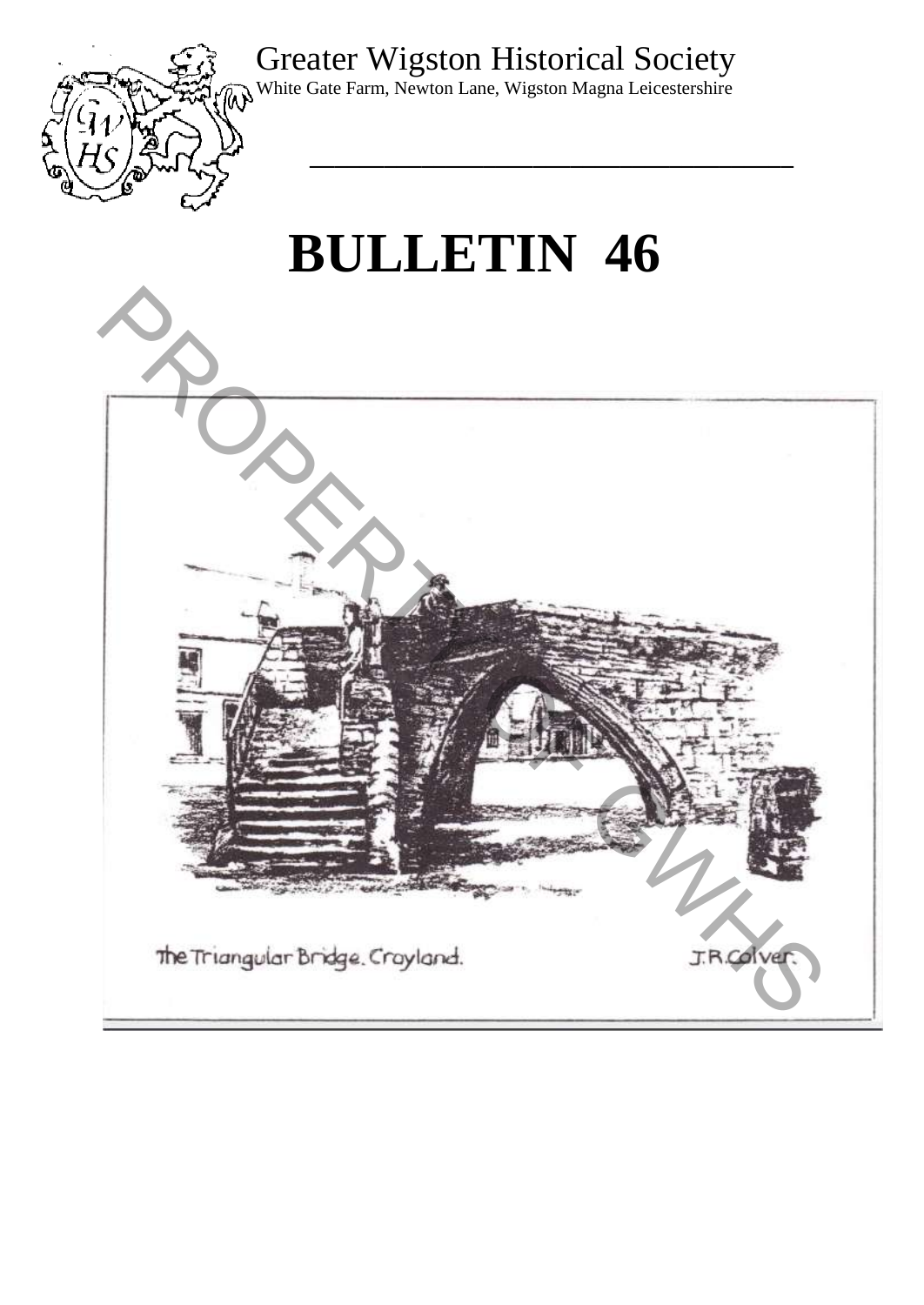Greater Wigston Historical Society

White Gate Farm, Newton Lane, Wigston Magna Leicestershire

# BULLETIN 46

The Triangular Bridge. Croyland. J.R.Colver.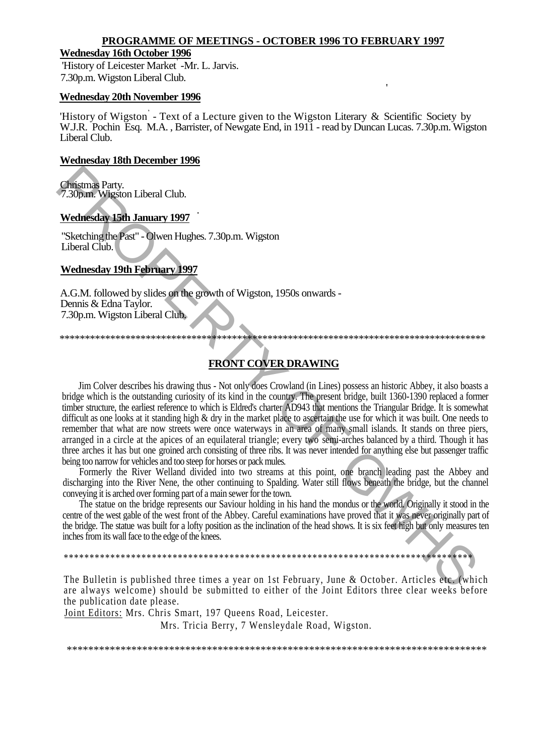## PROGRAMME OF MEETINGS - OCTOBER 1996 TO FEBRUARY 1997

**Wednesday 16th October 1996**

'History of Leicester Market' -Mr. L. Jarvis.
7.30p.m. Wigston Liberal Club.

**Wednesday 20th November 1996**

'History of Wigston' - Text of a Lecture given to the Wigston Literary & Scientific Society by W.J.R. Pochin Esq. M.A., Barrister, of Newgate End, in 1911 - read by Duncan Lucas. 7.30p.m. Wigston Liberal Club.

**Wednesday 18th December 1996**

Christmas Party.
7.30p.m. Wigston Liberal Club.

**Wednesday 15th January 1997**

"Sketching the Past" - Olwen Hughes. 7.30p.m. Wigston Liberal Club.

**Wednesday 19th February 1997**

A.G.M. followed by slides on the growth of Wigston, 1950s onwards - Dennis & Edna Taylor.
7.30p.m. Wigston Liberal Club.

*************************************************************************************

## FRONT COVER DRAWING

Jim Colver describes his drawing thus - Not only does Crowland (in Lincs) possess an historic Abbey, it also boasts a bridge which is the outstanding curiosity of its kind in the country. The present bridge, built 1360-1390 replaced a former timber structure, the earliest reference to which is Eldred's charter AD943 that mentions the Triangular Bridge. It is somewhat difficult as one looks at it standing high & dry in the market place to ascertain the use for which it was built. One needs to remember that what are now streets were once waterways in an area of many small islands. It stands on three piers, arranged in a circle at the apices of an equilateral triangle; every two semi-arches balanced by a third. Though it has three arches it has but one groined arch consisting of three ribs. It was never intended for anything else but passenger traffic being too narrow for vehicles and too steep for horses or pack mules.

Formerly the River Welland divided into two streams at this point, one branch leading past the Abbey and discharging into the River Nene, the other continuing to Spalding. Water still flows beneath the bridge, but the channel conveying it is arched over forming part of a main sewer for the town.

The statue on the bridge represents our Saviour holding in his hand the mondus or the world. Originally it stood in the centre of the west gable of the west front of the Abbey. Careful examinations have proved that it was never originally part of the bridge. The statue was built for a lofty position as the inclination of the head shows. It is six feet high but only measures ten inches from its wall face to the edge of the knees.

*************************************************************************************

The Bulletin is published three times a year on 1st February, June & October. Articles etc. (which are always welcome) should be submitted to either of the Joint Editors three clear weeks before the publication date please.

Joint Editors: Mrs. Chris Smart, 197 Queens Road, Leicester.
Mrs. Tricia Berry, 7 Wensleydale Road, Wigston.

*************************************************************************************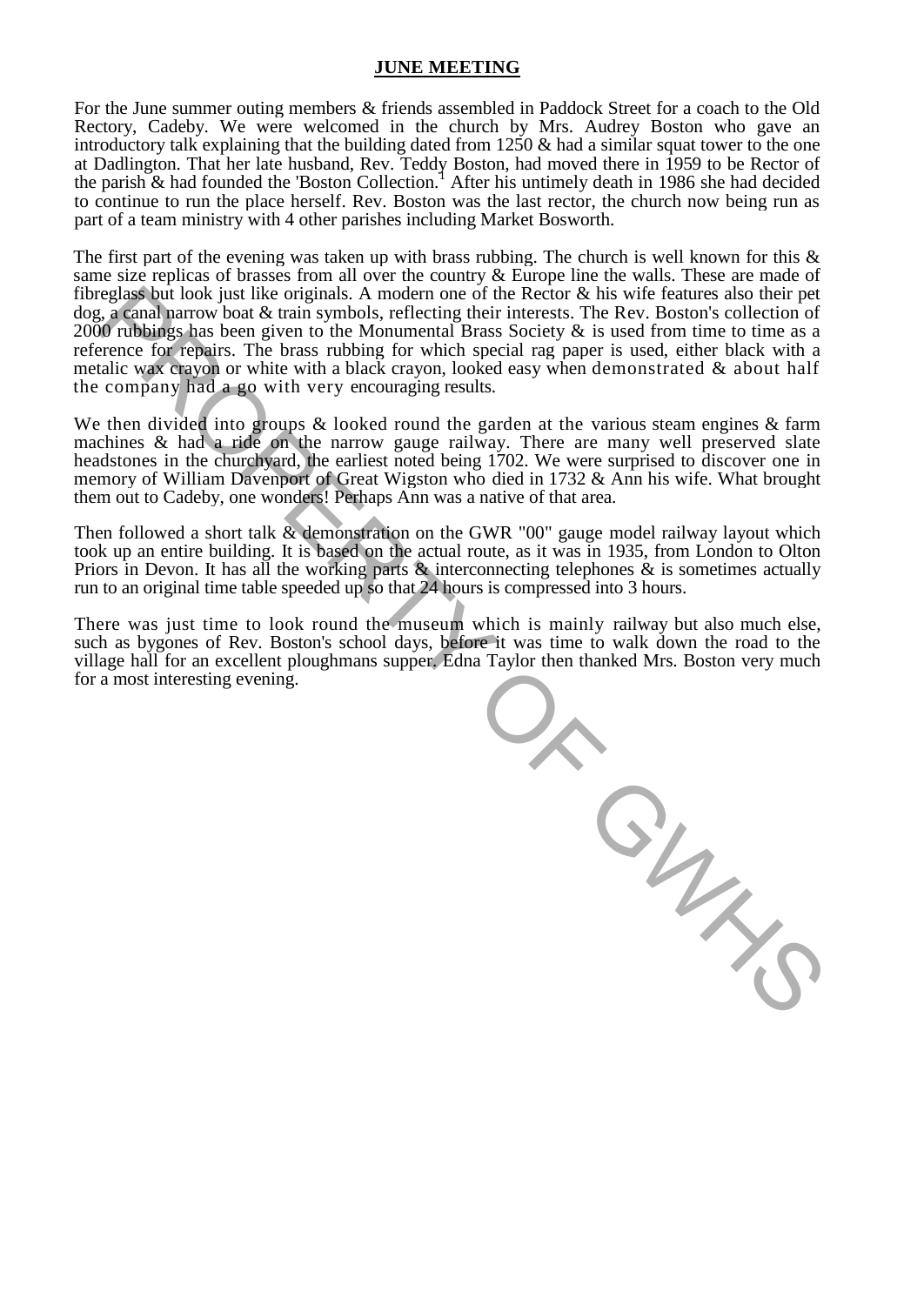**JUNE MEETING**

For the June summer outing members & friends assembled in Paddock Street for a coach to the Old Rectory, Cadeby. We were welcomed in the church by Mrs. Audrey Boston who gave an introductory talk explaining that the building dated from 1250 & had a similar squat tower to the one at Dadlington. That her late husband, Rev. Teddy Boston, had moved there in 1959 to be Rector of the parish & had founded the 'Boston Collection.'[1] After his untimely death in 1986 she had decided to continue to run the place herself. Rev. Boston was the last rector, the church now being run as part of a team ministry with 4 other parishes including Market Bosworth.

The first part of the evening was taken up with brass rubbing. The church is well known for this & same size replicas of brasses from all over the country & Europe line the walls. These are made of fibreglass but look just like originals. A modern one of the Rector & his wife features also their pet dog, a canal narrow boat & train symbols, reflecting their interests. The Rev. Boston's collection of 2000 rubbings has been given to the Monumental Brass Society & is used from time to time as a reference for repairs. The brass rubbing for which special rag paper is used, either black with a metalic wax crayon or white with a black crayon, looked easy when demonstrated & about half the company had a go with very encouraging results.

We then divided into groups & looked round the garden at the various steam engines & farm machines & had a ride on the narrow gauge railway. There are many well preserved slate headstones in the churchyard, the earliest noted being 1702. We were surprised to discover one in memory of William Davenport of Great Wigston who died in 1732 & Ann his wife. What brought them out to Cadeby, one wonders! Perhaps Ann was a native of that area.

Then followed a short talk & demonstration on the GWR "00" gauge model railway layout which took up an entire building. It is based on the actual route, as it was in 1935, from London to Olton Priors in Devon. It has all the working parts & interconnecting telephones & is sometimes actually run to an original time table speeded up so that 24 hours is compressed into 3 hours.

There was just time to look round the museum which is mainly railway but also much else, such as bygones of Rev. Boston's school days, before it was time to walk down the road to the village hall for an excellent ploughmans supper. Edna Taylor then thanked Mrs. Boston very much for a most interesting evening.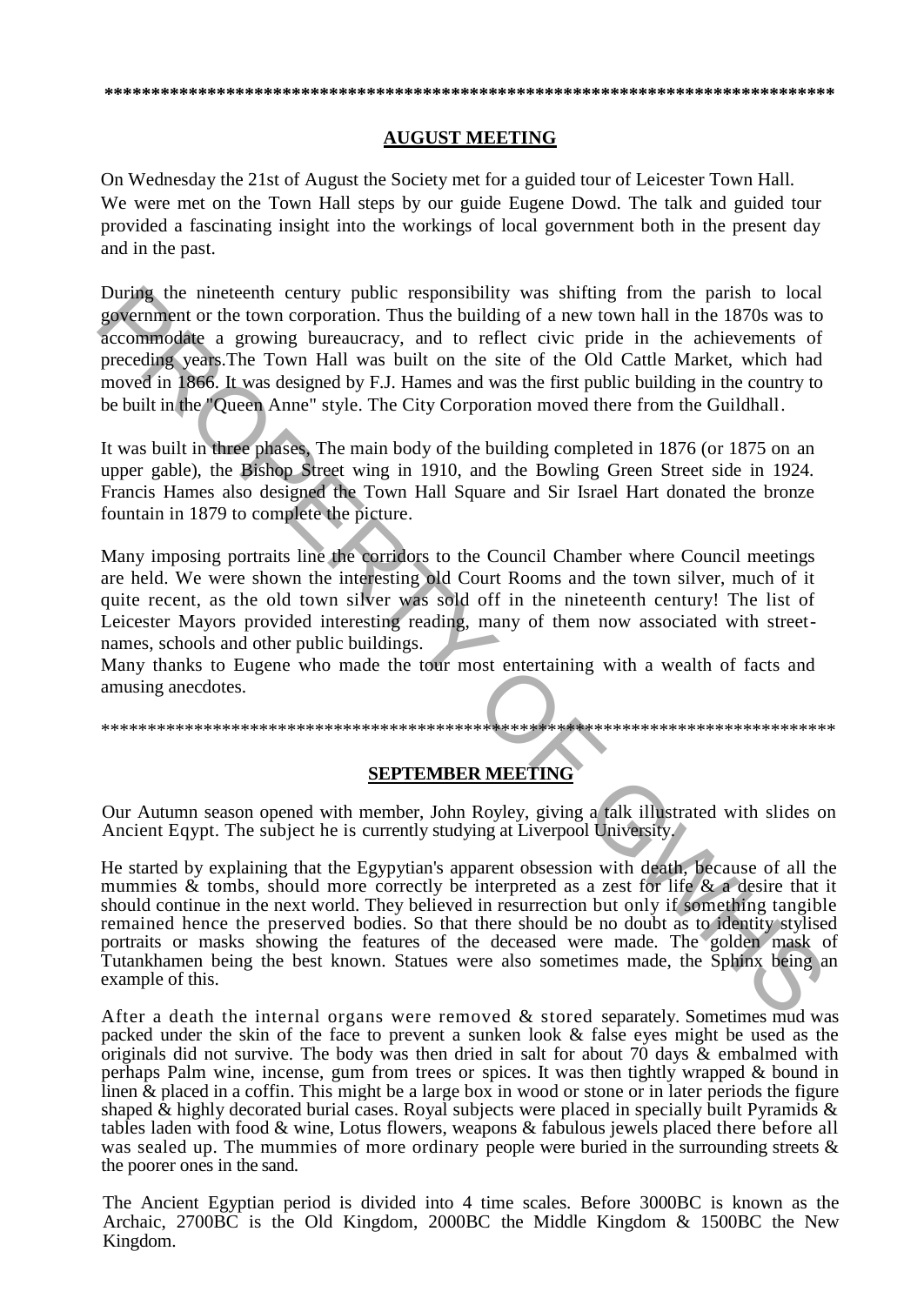*****************************************************************************************

## AUGUST MEETING

On Wednesday the 21st of August the Society met for a guided tour of Leicester Town Hall. We were met on the Town Hall steps by our guide Eugene Dowd. The talk and guided tour provided a fascinating insight into the workings of local government both in the present day and in the past.

During the nineteenth century public responsibility was shifting from the parish to local government or the town corporation. Thus the building of a new town hall in the 1870s was to accommodate a growing bureaucracy, and to reflect civic pride in the achievements of preceding years.The Town Hall was built on the site of the Old Cattle Market, which had moved in 1866. It was designed by F.J. Hames and was the first public building in the country to be built in the "Queen Anne" style. The City Corporation moved there from the Guildhall.

It was built in three phases, The main body of the building completed in 1876 (or 1875 on an upper gable), the Bishop Street wing in 1910, and the Bowling Green Street side in 1924. Francis Hames also designed the Town Hall Square and Sir Israel Hart donated the bronze fountain in 1879 to complete the picture.

Many imposing portraits line the corridors to the Council Chamber where Council meetings are held. We were shown the interesting old Court Rooms and the town silver, much of it quite recent, as the old town silver was sold off in the nineteenth century! The list of Leicester Mayors provided interesting reading, many of them now associated with street-names, schools and other public buildings.
Many thanks to Eugene who made the tour most entertaining with a wealth of facts and amusing anecdotes.

*****************************************************************************************

## SEPTEMBER MEETING

Our Autumn season opened with member, John Royley, giving a talk illustrated with slides on Ancient Eqypt. The subject he is currently studying at Liverpool University.

He started by explaining that the Egypytian's apparent obsession with death, because of all the mummies & tombs, should more correctly be interpreted as a zest for life & a desire that it should continue in the next world. They believed in resurrection but only if something tangible remained hence the preserved bodies. So that there should be no doubt as to identity stylised portraits or masks showing the features of the deceased were made. The golden mask of Tutankhamen being the best known. Statues were also sometimes made, the Sphinx being an example of this.

After a death the internal organs were removed & stored separately. Sometimes mud was packed under the skin of the face to prevent a sunken look & false eyes might be used as the originals did not survive. The body was then dried in salt for about 70 days & embalmed with perhaps Palm wine, incense, gum from trees or spices. It was then tightly wrapped & bound in linen & placed in a coffin. This might be a large box in wood or stone or in later periods the figure shaped & highly decorated burial cases. Royal subjects were placed in specially built Pyramids & tables laden with food & wine, Lotus flowers, weapons & fabulous jewels placed there before all was sealed up. The mummies of more ordinary people were buried in the surrounding streets & the poorer ones in the sand.

The Ancient Egyptian period is divided into 4 time scales. Before 3000BC is known as the Archaic, 2700BC is the Old Kingdom, 2000BC the Middle Kingdom & 1500BC the New Kingdom.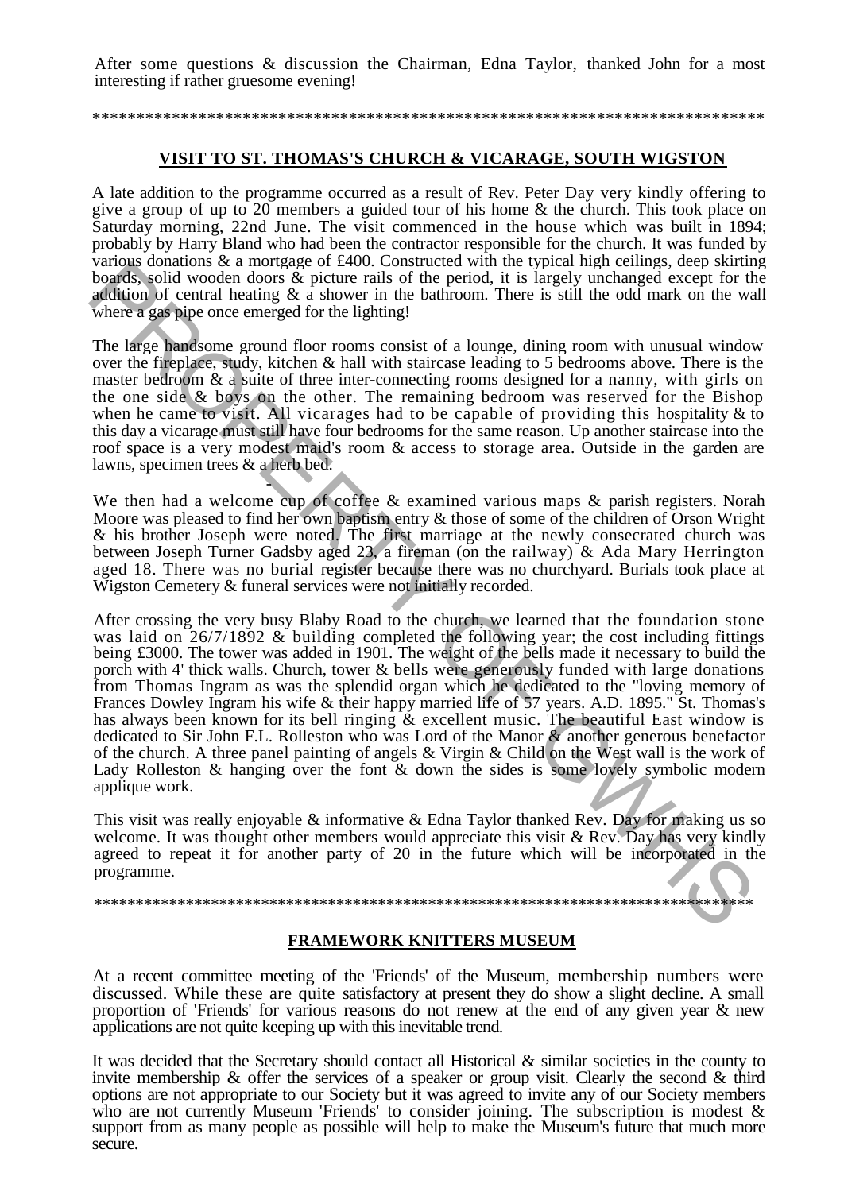After some questions & discussion the Chairman, Edna Taylor, thanked John for a most interesting if rather gruesome evening!

*******************************************************************************

## VISIT TO ST. THOMAS'S CHURCH & VICARAGE, SOUTH WIGSTON

A late addition to the programme occurred as a result of Rev. Peter Day very kindly offering to give a group of up to 20 members a guided tour of his home & the church. This took place on Saturday morning, 22nd June. The visit commenced in the house which was built in 1894; probably by Harry Bland who had been the contractor responsible for the church. It was funded by various donations & a mortgage of £400. Constructed with the typical high ceilings, deep skirting boards, solid wooden doors & picture rails of the period, it is largely unchanged except for the addition of central heating & a shower in the bathroom. There is still the odd mark on the wall where a gas pipe once emerged for the lighting!

The large handsome ground floor rooms consist of a lounge, dining room with unusual window over the fireplace, study, kitchen & hall with staircase leading to 5 bedrooms above. There is the master bedroom & a suite of three inter-connecting rooms designed for a nanny, with girls on the one side & boys on the other. The remaining bedroom was reserved for the Bishop when he came to visit. All vicarages had to be capable of providing this hospitality & to this day a vicarage must still have four bedrooms for the same reason. Up another staircase into the roof space is a very modest maid's room & access to storage area. Outside in the garden are lawns, specimen trees & a herb bed.

We then had a welcome cup of coffee & examined various maps & parish registers. Norah Moore was pleased to find her own baptism entry & those of some of the children of Orson Wright & his brother Joseph were noted. The first marriage at the newly consecrated church was between Joseph Turner Gadsby aged 23, a fireman (on the railway) & Ada Mary Herrington aged 18. There was no burial register because there was no churchyard. Burials took place at Wigston Cemetery & funeral services were not initially recorded.

After crossing the very busy Blaby Road to the church, we learned that the foundation stone was laid on 26/7/1892 & building completed the following year; the cost including fittings being £3000. The tower was added in 1901. The weight of the bells made it necessary to build the porch with 4' thick walls. Church, tower & bells were generously funded with large donations from Thomas Ingram as was the splendid organ which he dedicated to the "loving memory of Frances Dowley Ingram his wife & their happy married life of 57 years. A.D. 1895." St. Thomas's has always been known for its bell ringing & excellent music. The beautiful East window is dedicated to Sir John F.L. Rolleston who was Lord of the Manor & another generous benefactor of the church. A three panel painting of angels & Virgin & Child on the West wall is the work of Lady Rolleston & hanging over the font & down the sides is some lovely symbolic modern applique work.

This visit was really enjoyable & informative & Edna Taylor thanked Rev. Day for making us so welcome. It was thought other members would appreciate this visit & Rev. Day has very kindly agreed to repeat it for another party of 20 in the future which will be incorporated in the programme.

*******************************************************************************

## FRAMEWORK KNITTERS MUSEUM

At a recent committee meeting of the 'Friends' of the Museum, membership numbers were discussed. While these are quite satisfactory at present they do show a slight decline. A small proportion of 'Friends' for various reasons do not renew at the end of any given year & new applications are not quite keeping up with this inevitable trend.

It was decided that the Secretary should contact all Historical & similar societies in the county to invite membership & offer the services of a speaker or group visit. Clearly the second & third options are not appropriate to our Society but it was agreed to invite any of our Society members who are not currently Museum 'Friends' to consider joining. The subscription is modest & support from as many people as possible will help to make the Museum's future that much more secure.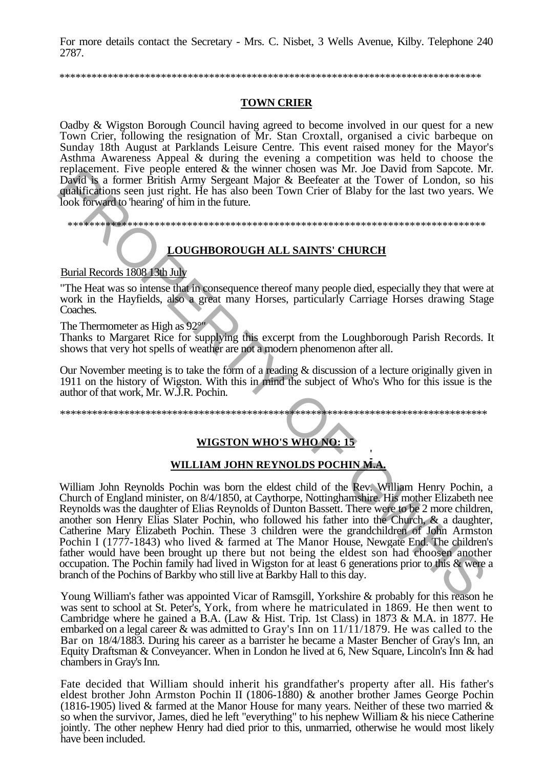For more details contact the Secretary - Mrs. C. Nisbet, 3 Wells Avenue, Kilby. Telephone 240 2787.

*******************************************************************************

## TOWN CRIER

Oadby & Wigston Borough Council having agreed to become involved in our quest for a new Town Crier, following the resignation of Mr. Stan Croxtall, organised a civic barbeque on Sunday 18th August at Parklands Leisure Centre. This event raised money for the Mayor's Asthma Awareness Appeal & during the evening a competition was held to choose the replacement. Five people entered & the winner chosen was Mr. Joe David from Sapcote. Mr. David is a former British Army Sergeant Major & Beefeater at the Tower of London, so his qualifications seen just right. He has also been Town Crier of Blaby for the last two years. We look forward to 'hearing' of him in the future.

*******************************************************************************

## LOUGHBOROUGH ALL SAINTS' CHURCH

Burial Records 1808 13th July

"The Heat was so intense that in consequence thereof many people died, especially they that were at work in the Hayfields, also a great many Horses, particularly Carriage Horses drawing Stage Coaches.

The Thermometer as High as 92°"

Thanks to Margaret Rice for supplying this excerpt from the Loughborough Parish Records. It shows that very hot spells of weather are not a modern phenomenon after all.

Our November meeting is to take the form of a reading & discussion of a lecture originally given in 1911 on the history of Wigston. With this in mind the subject of Who's Who for this issue is the author of that work, Mr. W.J.R. Pochin.

*******************************************************************************

## WIGSTON WHO'S WHO NO: 15

## WILLIAM JOHN REYNOLDS POCHIN M.A.

William John Reynolds Pochin was born the eldest child of the Rev. William Henry Pochin, a Church of England minister, on 8/4/1850, at Caythorpe, Nottinghamshire. His mother Elizabeth nee Reynolds was the daughter of Elias Reynolds of Dunton Bassett. There were to be 2 more children, another son Henry Elias Slater Pochin, who followed his father into the Church, & a daughter, Catherine Mary Elizabeth Pochin. These 3 children were the grandchildren of John Armston Pochin I (1777-1843) who lived & farmed at The Manor House, Newgate End. The children's father would have been brought up there but not being the eldest son had choosen another occupation. The Pochin family had lived in Wigston for at least 6 generations prior to this & were a branch of the Pochins of Barkby who still live at Barkby Hall to this day.

Young William's father was appointed Vicar of Ramsgill, Yorkshire & probably for this reason he was sent to school at St. Peter's, York, from where he matriculated in 1869. He then went to Cambridge where he gained a B.A. (Law & Hist. Trip. 1st Class) in 1873 & M.A. in 1877. He embarked on a legal career & was admitted to Gray's Inn on 11/11/1879. He was called to the Bar on 18/4/1883. During his career as a barrister he became a Master Bencher of Gray's Inn, an Equity Draftsman & Conveyancer. When in London he lived at 6, New Square, Lincoln's Inn & had chambers in Gray's Inn.

Fate decided that William should inherit his grandfather's property after all. His father's eldest brother John Armston Pochin II (1806-1880) & another brother James George Pochin (1816-1905) lived & farmed at the Manor House for many years. Neither of these two married & so when the survivor, James, died he left "everything" to his nephew William & his niece Catherine jointly. The other nephew Henry had died prior to this, unmarried, otherwise he would most likely have been included.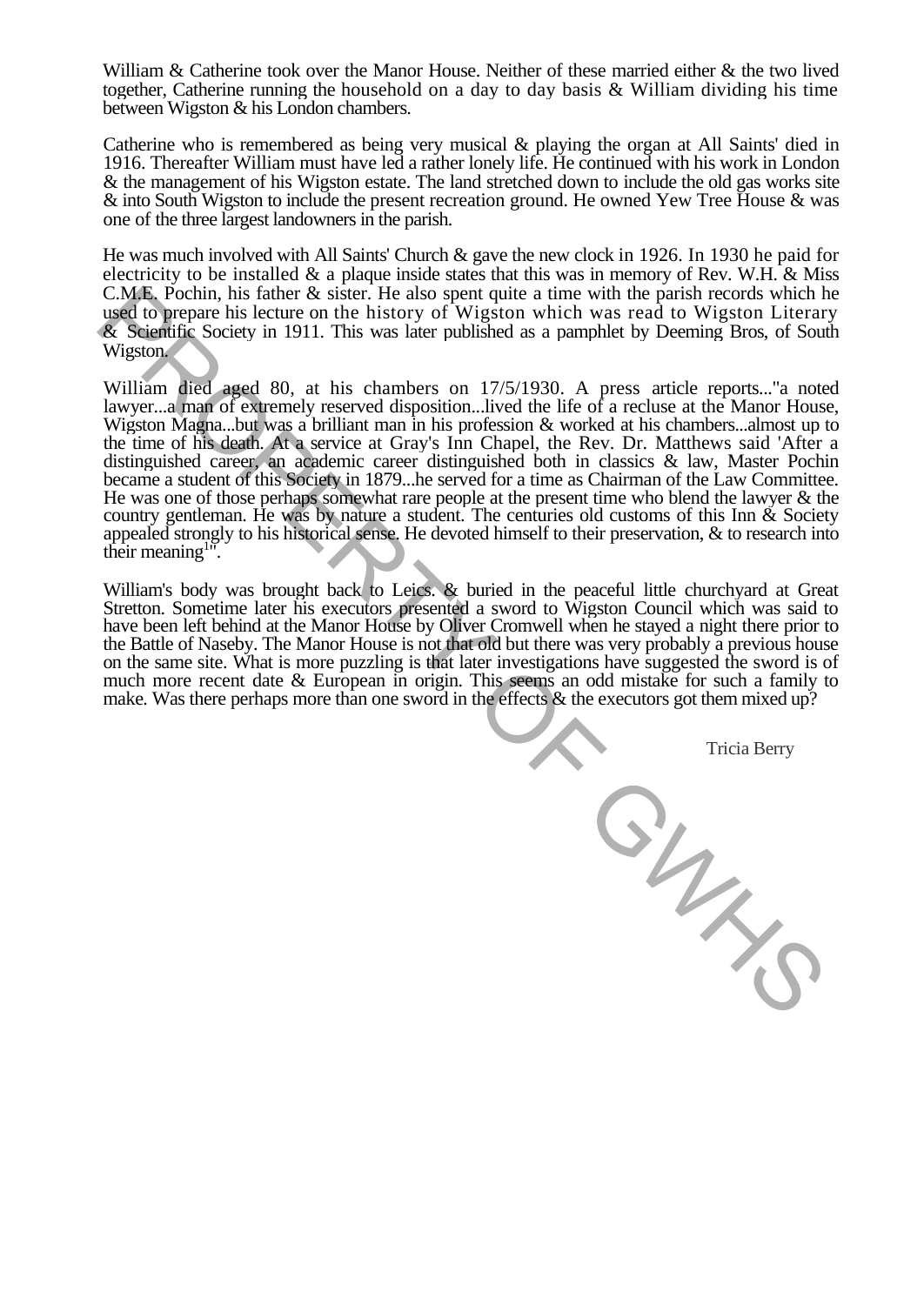William & Catherine took over the Manor House. Neither of these married either & the two lived together, Catherine running the household on a day to day basis & William dividing his time between Wigston & his London chambers.

Catherine who is remembered as being very musical & playing the organ at All Saints' died in 1916. Thereafter William must have led a rather lonely life. He continued with his work in London & the management of his Wigston estate. The land stretched down to include the old gas works site & into South Wigston to include the present recreation ground. He owned Yew Tree House & was one of the three largest landowners in the parish.

He was much involved with All Saints' Church & gave the new clock in 1926. In 1930 he paid for electricity to be installed & a plaque inside states that this was in memory of Rev. W.H. & Miss C.M.E. Pochin, his father & sister. He also spent quite a time with the parish records which he used to prepare his lecture on the history of Wigston which was read to Wigston Literary & Scientific Society in 1911. This was later published as a pamphlet by Deeming Bros, of South Wigston.

William died aged 80, at his chambers on 17/5/1930. A press article reports..."a noted lawyer...a man of extremely reserved disposition...lived the life of a recluse at the Manor House, Wigston Magna...but was a brilliant man in his profession & worked at his chambers...almost up to the time of his death. At a service at Gray's Inn Chapel, the Rev. Dr. Matthews said 'After a distinguished career, an academic career distinguished both in classics & law, Master Pochin became a student of this Society in 1879...he served for a time as Chairman of the Law Committee. He was one of those perhaps somewhat rare people at the present time who blend the lawyer & the country gentleman. He was by nature a student. The centuries old customs of this Inn & Society appealed strongly to his historical sense. He devoted himself to their preservation, & to research into their meaning[1]'".

William's body was brought back to Leics. & buried in the peaceful little churchyard at Great Stretton. Sometime later his executors presented a sword to Wigston Council which was said to have been left behind at the Manor House by Oliver Cromwell when he stayed a night there prior to the Battle of Naseby. The Manor House is not that old but there was very probably a previous house on the same site. What is more puzzling is that later investigations have suggested the sword is of much more recent date & European in origin. This seems an odd mistake for such a family to make. Was there perhaps more than one sword in the effects & the executors got them mixed up?

Tricia Berry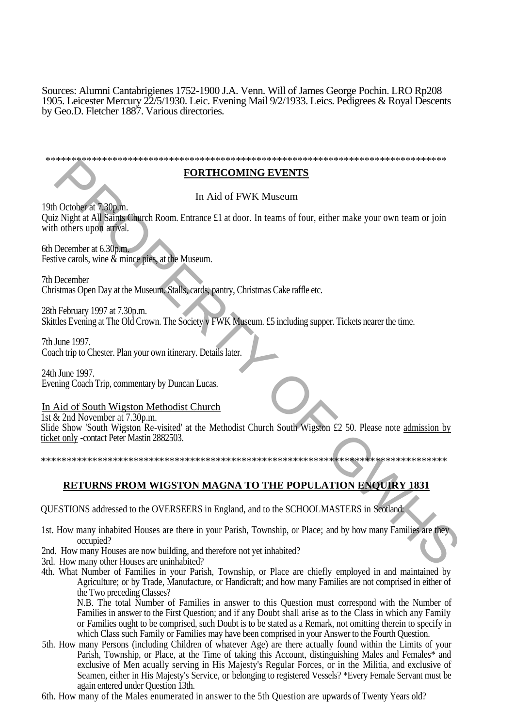Sources: Alumni Cantabrigienes 1752-1900 J.A. Venn. Will of James George Pochin. LRO Rp208 1905. Leicester Mercury 22/5/1930. Leic. Evening Mail 9/2/1933. Leics. Pedigrees & Royal Descents by Geo.D. Fletcher 1887. Various directories.

*******************************************************************************

## FORTHCOMING EVENTS

In Aid of FWK Museum

19th October at 7.30p.m.
Quiz Night at All Saints Church Room. Entrance £1 at door. In teams of four, either make your own team or join with others upon arrival.

6th December at 6.30p.m.
Festive carols, wine & mince pies, at the Museum.

7th December
Christmas Open Day at the Museum. Stalls, cards, pantry, Christmas Cake raffle etc.

28th February 1997 at 7.30p.m.
Skittles Evening at The Old Crown. The Society v FWK Museum. £5 including supper. Tickets nearer the time.

7th June 1997.
Coach trip to Chester. Plan your own itinerary. Details later.

24th June 1997.
Evening Coach Trip, commentary by Duncan Lucas.

In Aid of South Wigston Methodist Church

1st & 2nd November at 7.30p.m.
Slide Show 'South Wigston Re-visited' at the Methodist Church South Wigston £2 50. Please note admission by ticket only -contact Peter Mastin 2882503.

*******************************************************************************

## RETURNS FROM WIGSTON MAGNA TO THE POPULATION ENQUIRY 1831

QUESTIONS addressed to the OVERSEERS in England, and to the SCHOOLMASTERS in Scotland:

1st. How many inhabited Houses are there in your Parish, Township, or Place; and by how many Families are they occupied?

2nd. How many Houses are now building, and therefore not yet inhabited?

3rd. How many other Houses are uninhabited?

4th. What Number of Families in your Parish, Township, or Place are chiefly employed in and maintained by Agriculture; or by Trade, Manufacture, or Handicraft; and how many Families are not comprised in either of the Two preceding Classes?

N.B. The total Number of Families in answer to this Question must correspond with the Number of Families in answer to the First Question; and if any Doubt shall arise as to the Class in which any Family or Families ought to be comprised, such Doubt is to be stated as a Remark, not omitting therein to specify in which Class such Family or Families may have been comprised in your Answer to the Fourth Question.

5th. How many Persons (including Children of whatever Age) are there actually found within the Limits of your Parish, Township, or Place, at the Time of taking this Account, distinguishing Males and Females* and exclusive of Men acually serving in His Majesty's Regular Forces, or in the Militia, and exclusive of Seamen, either in His Majesty's Service, or belonging to registered Vessels? *Every Female Servant must be again entered under Question 13th.

6th. How many of the Males enumerated in answer to the 5th Question are upwards of Twenty Years old?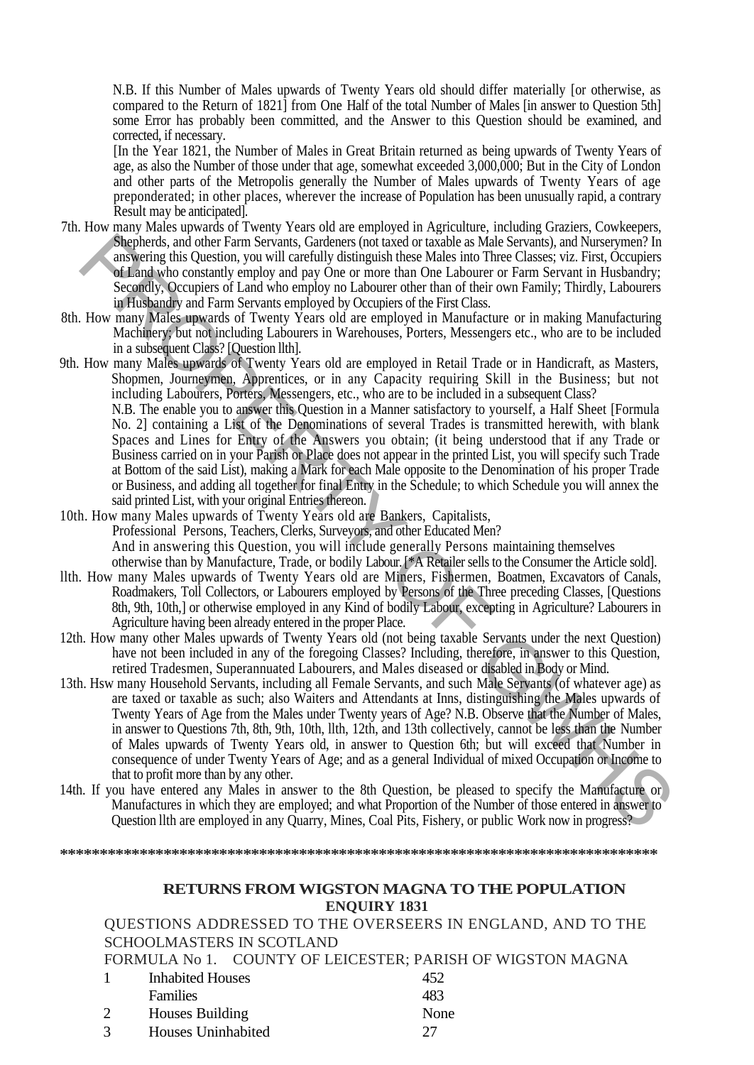N.B. If this Number of Males upwards of Twenty Years old should differ materially [or otherwise, as compared to the Return of 1821] from One Half of the total Number of Males [in answer to Question 5th] some Error has probably been committed, and the Answer to this Question should be examined, and corrected, if necessary.

[In the Year 1821, the Number of Males in Great Britain returned as being upwards of Twenty Years of age, as also the Number of those under that age, somewhat exceeded 3,000,000; But in the City of London and other parts of the Metropolis generally the Number of Males upwards of Twenty Years of age preponderated; in other places, wherever the increase of Population has been unusually rapid, a contrary Result may be anticipated].

7th. How many Males upwards of Twenty Years old are employed in Agriculture, including Graziers, Cowkeepers, Shepherds, and other Farm Servants, Gardeners (not taxed or taxable as Male Servants), and Nurserymen? In answering this Question, you will carefully distinguish these Males into Three Classes; viz. First, Occupiers of Land who constantly employ and pay One or more than One Labourer or Farm Servant in Husbandry; Secondly, Occupiers of Land who employ no Labourer other than of their own Family; Thirdly, Labourers in Husbandry and Farm Servants employed by Occupiers of the First Class.

8th. How many Males upwards of Twenty Years old are employed in Manufacture or in making Manufacturing Machinery; but not including Labourers in Warehouses, Porters, Messengers etc., who are to be included in a subsequent Class? [Question llth].

9th. How many Males upwards of Twenty Years old are employed in Retail Trade or in Handicraft, as Masters, Shopmen, Journeymen, Apprentices, or in any Capacity requiring Skill in the Business; but not including Labourers, Porters, Messengers, etc., who are to be included in a subsequent Class?

N.B. The enable you to answer this Question in a Manner satisfactory to yourself, a Half Sheet [Formula No. 2] containing a List of the Denominations of several Trades is transmitted herewith, with blank Spaces and Lines for Entry of the Answers you obtain; (it being understood that if any Trade or Business carried on in your Parish or Place does not appear in the printed List, you will specify such Trade at Bottom of the said List), making a Mark for each Male opposite to the Denomination of his proper Trade or Business, and adding all together for final Entry in the Schedule; to which Schedule you will annex the said printed List, with your original Entries thereon.

10th. How many Males upwards of Twenty Years old are Bankers, Capitalists, Professional Persons, Teachers, Clerks, Surveyors, and other Educated Men? And in answering this Question, you will include generally Persons maintaining themselves otherwise than by Manufacture, Trade, or bodily Labour. [*A Retailer sells to the Consumer the Article sold].

llth. How many Males upwards of Twenty Years old are Miners, Fishermen, Boatmen, Excavators of Canals, Roadmakers, Toll Collectors, or Labourers employed by Persons of the Three preceding Classes, [Questions 8th, 9th, 10th,] or otherwise employed in any Kind of bodily Labour, excepting in Agriculture? Labourers in Agriculture having been already entered in the proper Place.

12th. How many other Males upwards of Twenty Years old (not being taxable Servants under the next Question) have not been included in any of the foregoing Classes? Including, therefore, in answer to this Question, retired Tradesmen, Superannuated Labourers, and Males diseased or disabled in Body or Mind.

13th. Hsw many Household Servants, including all Female Servants, and such Male Servants (of whatever age) as are taxed or taxable as such; also Waiters and Attendants at Inns, distinguishing the Males upwards of Twenty Years of Age from the Males under Twenty years of Age? N.B. Observe that the Number of Males, in answer to Questions 7th, 8th, 9th, 10th, llth, 12th, and 13th collectively, cannot be less than the Number of Males upwards of Twenty Years old, in answer to Question 6th; but will exceed that Number in consequence of under Twenty Years of Age; and as a general Individual of mixed Occupation or Income to that to profit more than by any other.

14th. If you have entered any Males in answer to the 8th Question, be pleased to specify the Manufacture or Manufactures in which they are employed; and what Proportion of the Number of those entered in answer to Question llth are employed in any Quarry, Mines, Coal Pits, Fishery, or public Work now in progress?

*******************************************************************************

## RETURNS FROM WIGSTON MAGNA TO THE POPULATION ENQUIRY 1831

QUESTIONS ADDRESSED TO THE OVERSEERS IN ENGLAND, AND TO THE SCHOOLMASTERS IN SCOTLAND

FORMULA No 1. COUNTY OF LEICESTER; PARISH OF WIGSTON MAGNA

| | | |
|---|---|---|
| 1 | Inhabited Houses | 452 |
| | Families | 483 |
| 2 | Houses Building | None |
| 3 | Houses Uninhabited | 27 |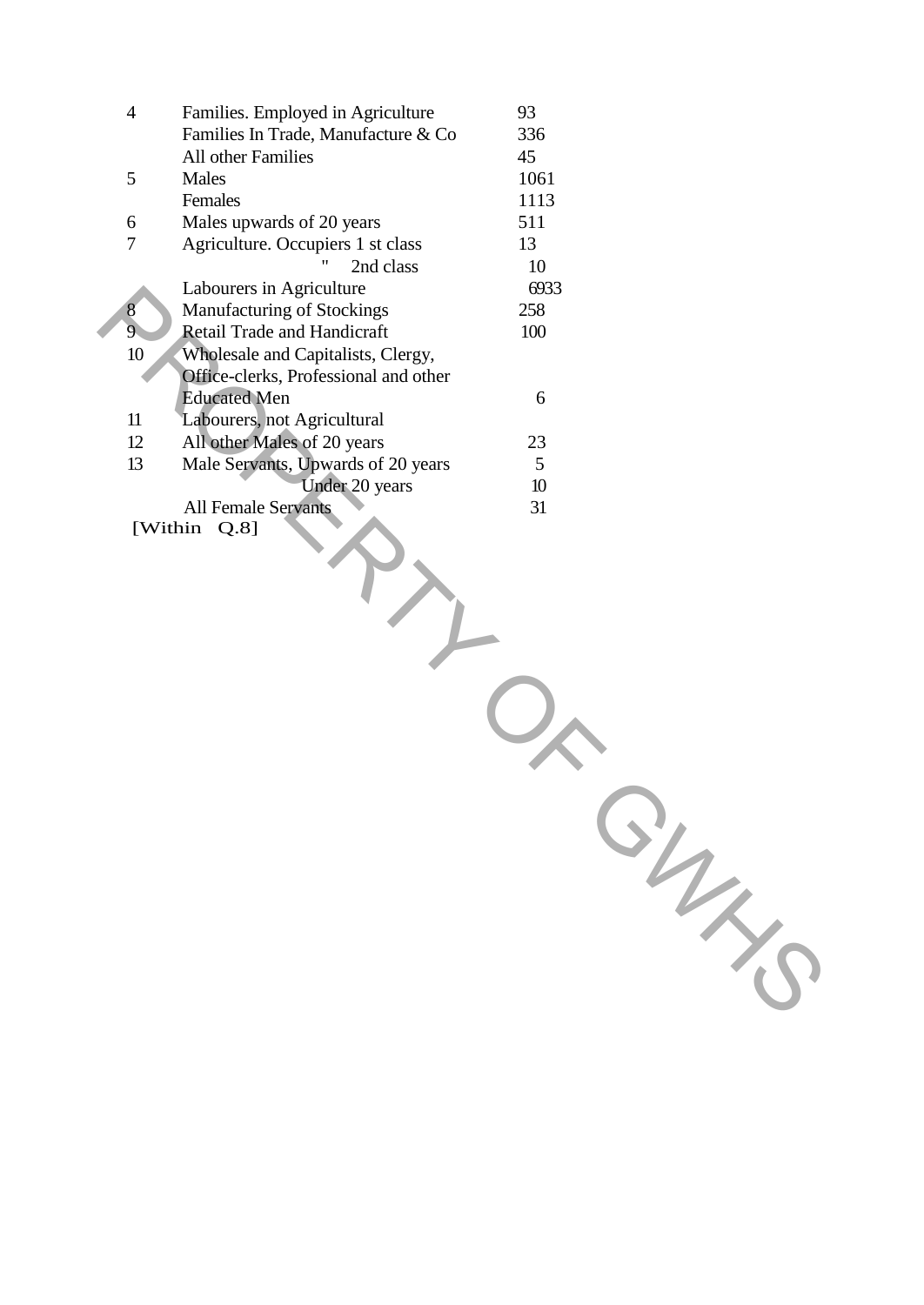| | | |
|---|---|---|
| 4 | Families. Employed in Agriculture | 93 |
| | Families In Trade, Manufacture & Co | 336 |
| | All other Families | 45 |
| 5 | Males | 1061 |
| | Females | 1113 |
| 6 | Males upwards of 20 years | 511 |
| 7 | Agriculture. Occupiers 1 st class | 13 |
| | " 2nd class | 10 |
| | Labourers in Agriculture | 6933 |
| 8 | Manufacturing of Stockings | 258 |
| 9 | Retail Trade and Handicraft | 100 |
| 10 | Wholesale and Capitalists, Clergy, Office-clerks, Professional and other Educated Men | 6 |
| 11 | Labourers, not Agricultural | |
| 12 | All other Males of 20 years | 23 |
| 13 | Male Servants, Upwards of 20 years | 5 |
| | Under 20 years | 10 |
| | All Female Servants | 31 |

[Within Q.8]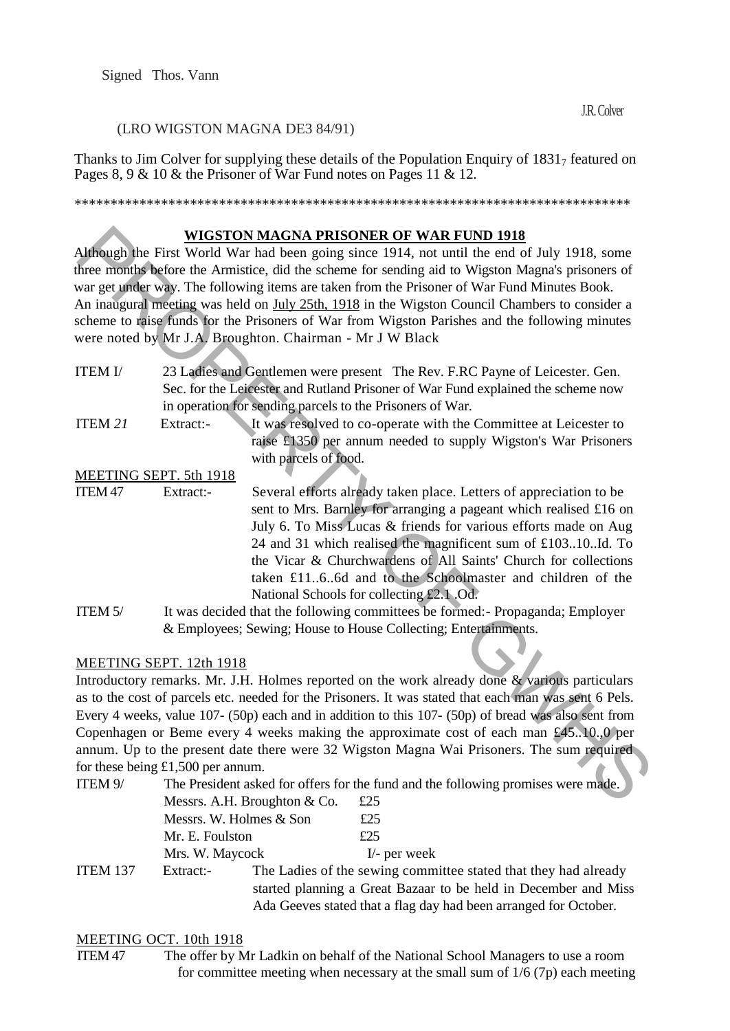Signed Thos. Vann

J.R. Colver

(LRO WIGSTON MAGNA DE3 84/91)

Thanks to Jim Colver for supplying these details of the Population Enquiry of 1831₇ featured on Pages 8, 9 & 10 & the Prisoner of War Fund notes on Pages 11 & 12.

******************************************************************************

## WIGSTON MAGNA PRISONER OF WAR FUND 1918

Although the First World War had been going since 1914, not until the end of July 1918, some three months before the Armistice, did the scheme for sending aid to Wigston Magna's prisoners of war get under way. The following items are taken from the Prisoner of War Fund Minutes Book.
An inaugural meeting was held on July 25th, 1918 in the Wigston Council Chambers to consider a scheme to raise funds for the Prisoners of War from Wigston Parishes and the following minutes were noted by Mr J.A. Broughton. Chairman - Mr J W Black

ITEM I/ 23 Ladies and Gentlemen were present The Rev. F.RC Payne of Leicester. Gen. Sec. for the Leicester and Rutland Prisoner of War Fund explained the scheme now in operation for sending parcels to the Prisoners of War.

ITEM *21* Extract:- It was resolved to co-operate with the Committee at Leicester to raise £1350 per annum needed to supply Wigston's War Prisoners with parcels of food.

MEETING SEPT. 5th 1918

ITEM 47 Extract:- Several efforts already taken place. Letters of appreciation to be sent to Mrs. Barnley for arranging a pageant which realised £16 on July 6. To Miss Lucas & friends for various efforts made on Aug 24 and 31 which realised the magnificent sum of £103..10..Id. To the Vicar & Churchwardens of All Saints' Church for collections taken £11..6..6d and to the Schoolmaster and children of the National Schools for collecting £2.1 .Od.

ITEM 5/ It was decided that the following committees be formed:- Propaganda; Employer & Employees; Sewing; House to House Collecting; Entertainments.

MEETING SEPT. 12th 1918

Introductory remarks. Mr. J.H. Holmes reported on the work already done & various particulars as to the cost of parcels etc. needed for the Prisoners. It was stated that each man was sent 6 Pels. Every 4 weeks, value 107- (50p) each and in addition to this 107- (50p) of bread was also sent from Copenhagen or Beme every 4 weeks making the approximate cost of each man £45..10.,0 per annum. Up to the present date there were 32 Wigston Magna Wai Prisoners. The sum required for these being £1,500 per annum.

ITEM 9/ The President asked for offers for the fund and the following promises were made.

| | |
|---|---|
| Messrs. A.H. Broughton & Co. | £25 |
| Messrs. W. Holmes & Son | £25 |
| Mr. E. Foulston | £25 |
| Mrs. W. Maycock | I/- per week |

ITEM 137 Extract:- The Ladies of the sewing committee stated that they had already started planning a Great Bazaar to be held in December and Miss Ada Geeves stated that a flag day had been arranged for October.

MEETING OCT. 10th 1918

ITEM 47 The offer by Mr Ladkin on behalf of the National School Managers to use a room for committee meeting when necessary at the small sum of 1/6 (7p) each meeting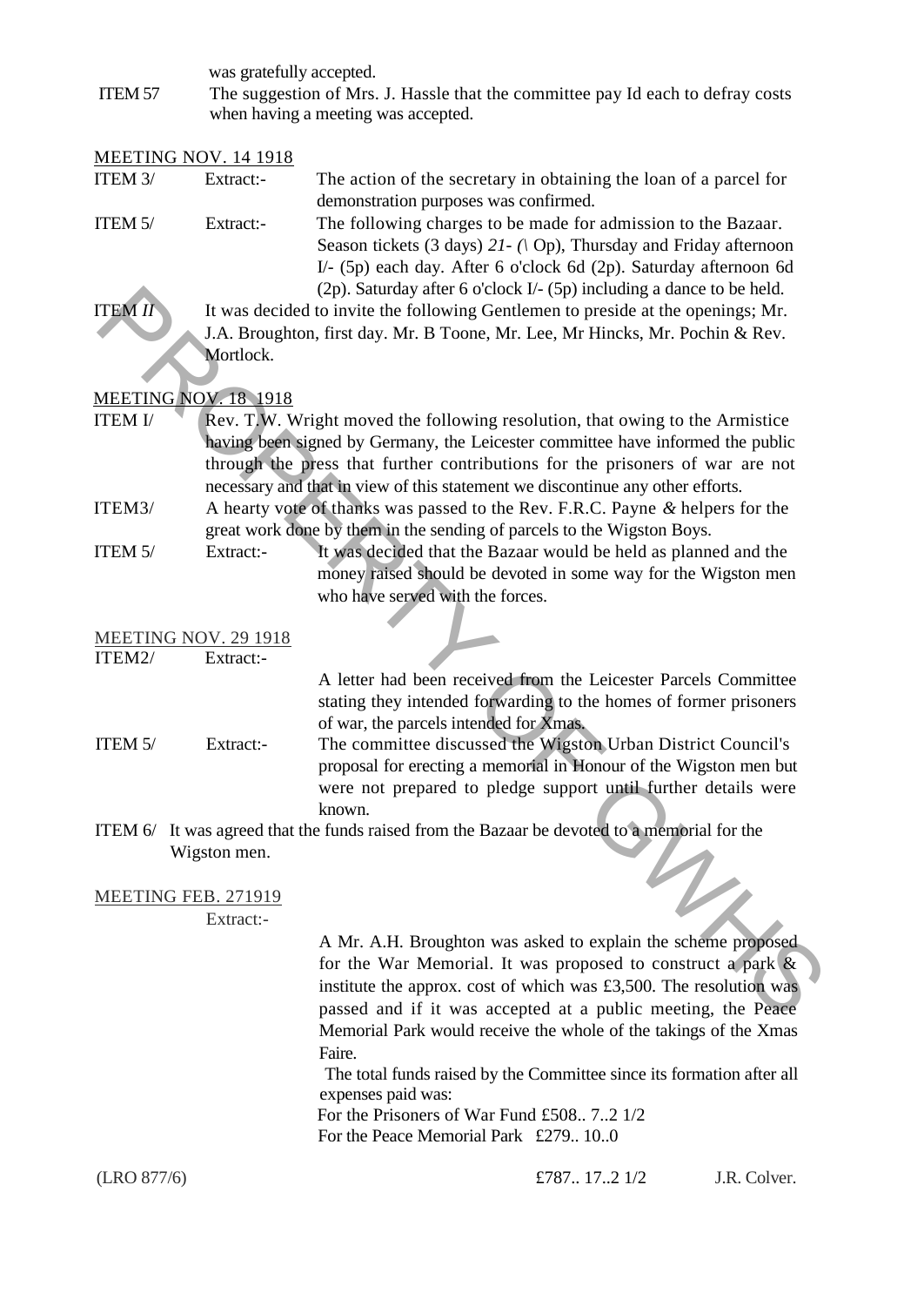was gratefully accepted.

ITEM 57 The suggestion of Mrs. J. Hassle that the committee pay Id each to defray costs when having a meeting was accepted.

MEETING NOV. 14 1918

ITEM 3/ Extract:- The action of the secretary in obtaining the loan of a parcel for demonstration purposes was confirmed.

ITEM 5/ Extract:- The following charges to be made for admission to the Bazaar. Season tickets (3 days) *21- (\* Op), Thursday and Friday afternoon I/- (5p) each day. After 6 o'clock 6d (2p). Saturday afternoon 6d (2p). Saturday after 6 o'clock I/- (5p) including a dance to be held.

ITEM *II* It was decided to invite the following Gentlemen to preside at the openings; Mr. J.A. Broughton, first day. Mr. B Toone, Mr. Lee, Mr Hincks, Mr. Pochin & Rev. Mortlock.

MEETING NOV. 18 1918

ITEM I/ Rev. T.W. Wright moved the following resolution, that owing to the Armistice having been signed by Germany, the Leicester committee have informed the public through the press that further contributions for the prisoners of war are not necessary and that in view of this statement we discontinue any other efforts.

ITEM3/ A hearty vote of thanks was passed to the Rev. F.R.C. Payne *&* helpers for the great work done by them in the sending of parcels to the Wigston Boys.

ITEM 5/ Extract:- It was decided that the Bazaar would be held as planned and the money raised should be devoted in some way for the Wigston men who have served with the forces.

MEETING NOV. 29 1918

ITEM2/ Extract:-

A letter had been received from the Leicester Parcels Committee stating they intended forwarding to the homes of former prisoners of war, the parcels intended for Xmas.

ITEM 5/ Extract:- The committee discussed the Wigston Urban District Council's proposal for erecting a memorial in Honour of the Wigston men but were not prepared to pledge support until further details were known.

ITEM 6/ It was agreed that the funds raised from the Bazaar be devoted to a memorial for the Wigston men.

MEETING FEB. 271919

Extract:-

A Mr. A.H. Broughton was asked to explain the scheme proposed for the War Memorial. It was proposed to construct a park & institute the approx. cost of which was £3,500. The resolution was passed and if it was accepted at a public meeting, the Peace Memorial Park would receive the whole of the takings of the Xmas Faire.

The total funds raised by the Committee since its formation after all expenses paid was:

For the Prisoners of War Fund £508.. 7..2 1/2

For the Peace Memorial Park £279.. 10..0

£787.. 17..2 1/2

(LRO 877/6) J.R. Colver.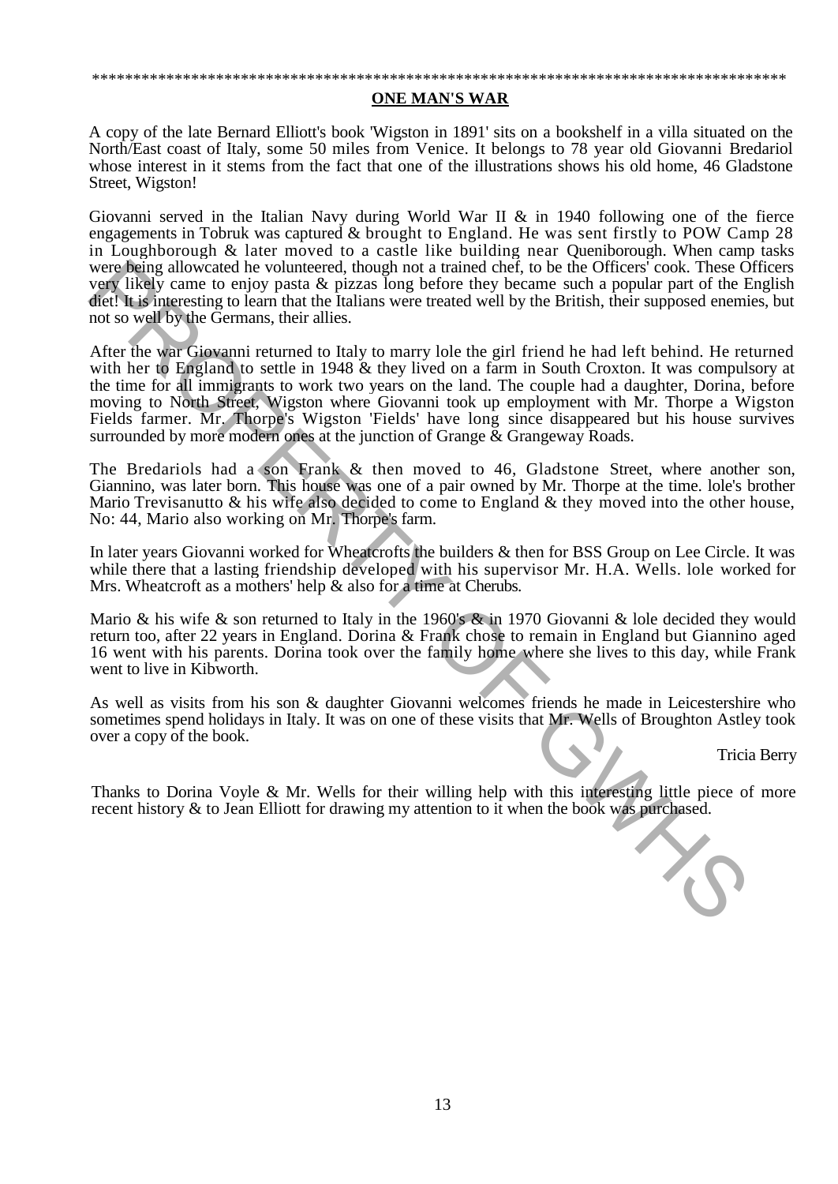\*\*\*\*\*\*\*\*\*\*\*\*\*\*\*\*\*\*\*\*\*\*\*\*\*\*\*\*\*\*\*\*\*\*\*\*\*\*\*\*\*\*\*\*\*\*\*\*\*\*\*\*\*\*\*\*\*\*\*\*\*\*\*\*\*\*\*\*\*\*\*\*\*\*\*\*\*\*\*\*\*\*\*\*\*\*\*\*\*\*\*

**ONE MAN'S WAR**

A copy of the late Bernard Elliott's book 'Wigston in 1891' sits on a bookshelf in a villa situated on the North/East coast of Italy, some 50 miles from Venice. It belongs to 78 year old Giovanni Bredariol whose interest in it stems from the fact that one of the illustrations shows his old home, 46 Gladstone Street, Wigston!

Giovanni served in the Italian Navy during World War II & in 1940 following one of the fierce engagements in Tobruk was captured & brought to England. He was sent firstly to POW Camp 28 in Loughborough & later moved to a castle like building near Queniborough. When camp tasks were being allowcated he volunteered, though not a trained chef, to be the Officers' cook. These Officers very likely came to enjoy pasta & pizzas long before they became such a popular part of the English diet! It is interesting to learn that the Italians were treated well by the British, their supposed enemies, but not so well by the Germans, their allies.

After the war Giovanni returned to Italy to marry lole the girl friend he had left behind. He returned with her to England to settle in 1948 & they lived on a farm in South Croxton. It was compulsory at the time for all immigrants to work two years on the land. The couple had a daughter, Dorina, before moving to North Street, Wigston where Giovanni took up employment with Mr. Thorpe a Wigston Fields farmer. Mr. Thorpe's Wigston 'Fields' have long since disappeared but his house survives surrounded by more modern ones at the junction of Grange & Grangeway Roads.

The Bredariols had a son Frank & then moved to 46, Gladstone Street, where another son, Giannino, was later born. This house was one of a pair owned by Mr. Thorpe at the time. lole's brother Mario Trevisanutto & his wife also decided to come to England & they moved into the other house, No: 44, Mario also working on Mr. Thorpe's farm.

In later years Giovanni worked for Wheatcrofts the builders & then for BSS Group on Lee Circle. It was while there that a lasting friendship developed with his supervisor Mr. H.A. Wells. lole worked for Mrs. Wheatcroft as a mothers' help & also for a time at Cherubs.

Mario & his wife & son returned to Italy in the 1960's & in 1970 Giovanni & lole decided they would return too, after 22 years in England. Dorina & Frank chose to remain in England but Giannino aged 16 went with his parents. Dorina took over the family home where she lives to this day, while Frank went to live in Kibworth.

As well as visits from his son & daughter Giovanni welcomes friends he made in Leicestershire who sometimes spend holidays in Italy. It was on one of these visits that Mr. Wells of Broughton Astley took over a copy of the book.

Tricia Berry

Thanks to Dorina Voyle & Mr. Wells for their willing help with this interesting little piece of more recent history & to Jean Elliott for drawing my attention to it when the book was purchased.